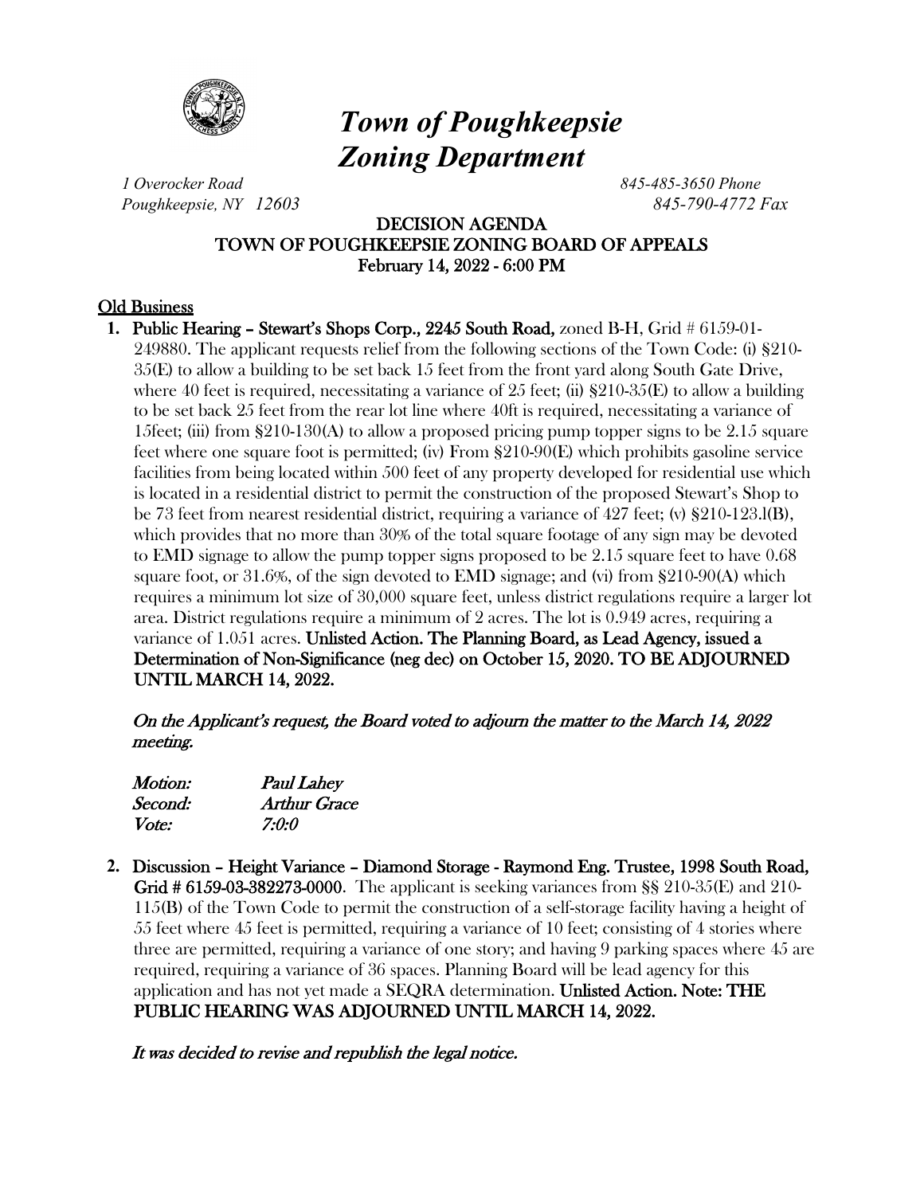# *Town of Poughkeepsie Zoning Department*

*1 Overocker Road*
*Poughkeepsie, NY 12603*

*845-485-3650 Phone*
*845-790-4772 Fax*

**DECISION AGENDA**
**TOWN OF POUGHKEEPSIE ZONING BOARD OF APPEALS**
**February 14, 2022 - 6:00 PM**

## Old Business

1. **Public Hearing – Stewart's Shops Corp., 2245 South Road,** zoned B-H, Grid # 6159-01-249880. The applicant requests relief from the following sections of the Town Code: (i) §210-35(E) to allow a building to be set back 15 feet from the front yard along South Gate Drive, where 40 feet is required, necessitating a variance of 25 feet; (ii) §210-35(E) to allow a building to be set back 25 feet from the rear lot line where 40ft is required, necessitating a variance of 15feet; (iii) from §210-130(A) to allow a proposed pricing pump topper signs to be 2.15 square feet where one square foot is permitted; (iv) From §210-90(E) which prohibits gasoline service facilities from being located within 500 feet of any property developed for residential use which is located in a residential district to permit the construction of the proposed Stewart's Shop to be 73 feet from nearest residential district, requiring a variance of 427 feet; (v) §210-123.l(B), which provides that no more than 30% of the total square footage of any sign may be devoted to EMD signage to allow the pump topper signs proposed to be 2.15 square feet to have 0.68 square foot, or 31.6%, of the sign devoted to EMD signage; and (vi) from §210-90(A) which requires a minimum lot size of 30,000 square feet, unless district regulations require a larger lot area. District regulations require a minimum of 2 acres. The lot is 0.949 acres, requiring a variance of 1.051 acres. **Unlisted Action. The Planning Board, as Lead Agency, issued a Determination of Non-Significance (neg dec) on October 15, 2020. TO BE ADJOURNED UNTIL MARCH 14, 2022.**

   *On the Applicant's request, the Board voted to adjourn the matter to the March 14, 2022 meeting.*

   | | |
   |---|---|
   | *Motion:* | *Paul Lahey* |
   | *Second:* | *Arthur Grace* |
   | *Vote:* | *7:0:0* |

2. **Discussion – Height Variance – Diamond Storage - Raymond Eng. Trustee, 1998 South Road, Grid # 6159-03-382273-0000**. The applicant is seeking variances from §§ 210-35(E) and 210-115(B) of the Town Code to permit the construction of a self-storage facility having a height of 55 feet where 45 feet is permitted, requiring a variance of 10 feet; consisting of 4 stories where three are permitted, requiring a variance of one story; and having 9 parking spaces where 45 are required, requiring a variance of 36 spaces. Planning Board will be lead agency for this application and has not yet made a SEQRA determination. **Unlisted Action. Note: THE PUBLIC HEARING WAS ADJOURNED UNTIL MARCH 14, 2022.**

   *It was decided to revise and republish the legal notice.*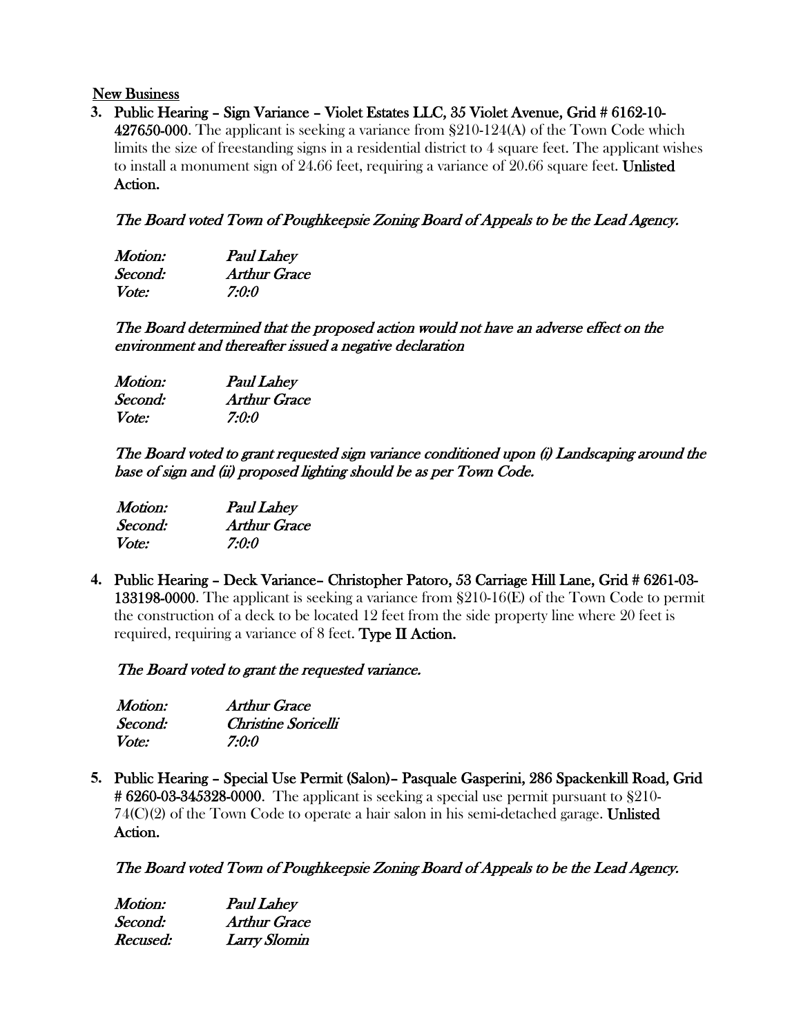New Business

3. **Public Hearing – Sign Variance – Violet Estates LLC, 35 Violet Avenue, Grid # 6162-10-427650-000**. The applicant is seeking a variance from §210-124(A) of the Town Code which limits the size of freestanding signs in a residential district to 4 square feet. The applicant wishes to install a monument sign of 24.66 feet, requiring a variance of 20.66 square feet. **Unlisted Action.**

   *The Board voted Town of Poughkeepsie Zoning Board of Appeals to be the Lead Agency.*

   *Motion:* *Paul Lahey*
   *Second:* *Arthur Grace*
   *Vote:* *7:0:0*

   *The Board determined that the proposed action would not have an adverse effect on the environment and thereafter issued a negative declaration*

   *Motion:* *Paul Lahey*
   *Second:* *Arthur Grace*
   *Vote:* *7:0:0*

   *The Board voted to grant requested sign variance conditioned upon (i) Landscaping around the base of sign and (ii) proposed lighting should be as per Town Code.*

   *Motion:* *Paul Lahey*
   *Second:* *Arthur Grace*
   *Vote:* *7:0:0*

4. **Public Hearing – Deck Variance– Christopher Patoro, 53 Carriage Hill Lane, Grid # 6261-03-133198-0000**. The applicant is seeking a variance from §210-16(E) of the Town Code to permit the construction of a deck to be located 12 feet from the side property line where 20 feet is required, requiring a variance of 8 feet. **Type II Action.**

   *The Board voted to grant the requested variance.*

   *Motion:* *Arthur Grace*
   *Second:* *Christine Soricelli*
   *Vote:* *7:0:0*

5. **Public Hearing – Special Use Permit (Salon)– Pasquale Gasperini, 286 Spackenkill Road, Grid # 6260-03-345328-0000**. The applicant is seeking a special use permit pursuant to §210-74(C)(2) of the Town Code to operate a hair salon in his semi-detached garage. **Unlisted Action.**

   *The Board voted Town of Poughkeepsie Zoning Board of Appeals to be the Lead Agency.*

   *Motion:* *Paul Lahey*
   *Second:* *Arthur Grace*
   *Recused:* *Larry Slomin*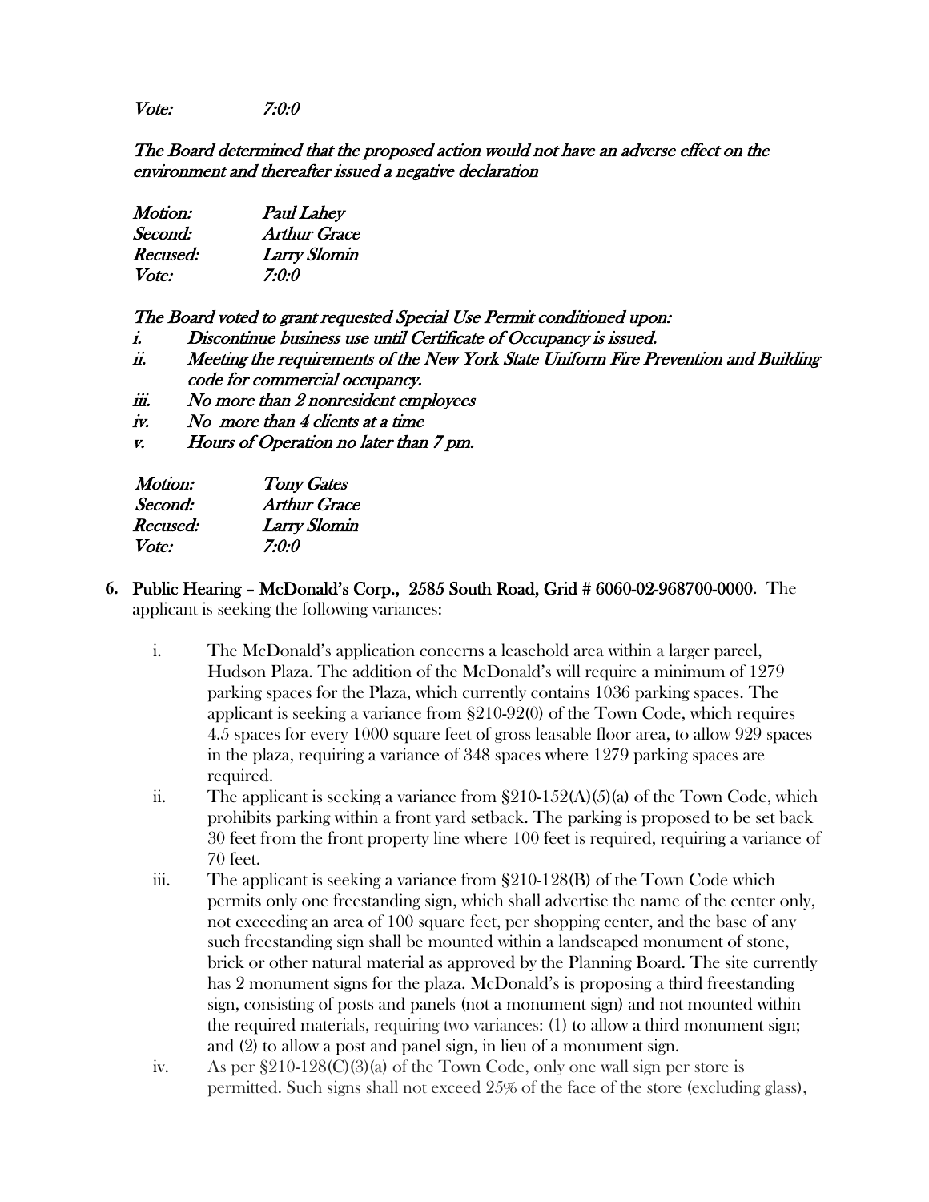*Vote: 7:0:0*

*The Board determined that the proposed action would not have an adverse effect on the environment and thereafter issued a negative declaration*

| | |
|---|---|
| *Motion:* | *Paul Lahey* |
| *Second:* | *Arthur Grace* |
| *Recused:* | *Larry Slomin* |
| *Vote:* | *7:0:0* |

*The Board voted to grant requested Special Use Permit conditioned upon:*

*i. Discontinue business use until Certificate of Occupancy is issued.*
*ii. Meeting the requirements of the New York State Uniform Fire Prevention and Building code for commercial occupancy.*
*iii. No more than 2 nonresident employees*
*iv. No more than 4 clients at a time*
*v. Hours of Operation no later than 7 pm.*

| | |
|---|---|
| *Motion:* | *Tony Gates* |
| *Second:* | *Arthur Grace* |
| *Recused:* | *Larry Slomin* |
| *Vote:* | *7:0:0* |

6. **Public Hearing – McDonald's Corp., 2585 South Road, Grid # 6060-02-968700-0000**. The applicant is seeking the following variances:

   i. The McDonald's application concerns a leasehold area within a larger parcel, Hudson Plaza. The addition of the McDonald's will require a minimum of 1279 parking spaces for the Plaza, which currently contains 1036 parking spaces. The applicant is seeking a variance from §210-92(0) of the Town Code, which requires 4.5 spaces for every 1000 square feet of gross leasable floor area, to allow 929 spaces in the plaza, requiring a variance of 348 spaces where 1279 parking spaces are required.

   ii. The applicant is seeking a variance from §210-152(A)(5)(a) of the Town Code, which prohibits parking within a front yard setback. The parking is proposed to be set back 30 feet from the front property line where 100 feet is required, requiring a variance of 70 feet.

   iii. The applicant is seeking a variance from §210-128(B) of the Town Code which permits only one freestanding sign, which shall advertise the name of the center only, not exceeding an area of 100 square feet, per shopping center, and the base of any such freestanding sign shall be mounted within a landscaped monument of stone, brick or other natural material as approved by the Planning Board. The site currently has 2 monument signs for the plaza. McDonald's is proposing a third freestanding sign, consisting of posts and panels (not a monument sign) and not mounted within the required materials, requiring two variances: (1) to allow a third monument sign; and (2) to allow a post and panel sign, in lieu of a monument sign.

   iv. As per §210-128(C)(3)(a) of the Town Code, only one wall sign per store is permitted. Such signs shall not exceed 25% of the face of the store (excluding glass),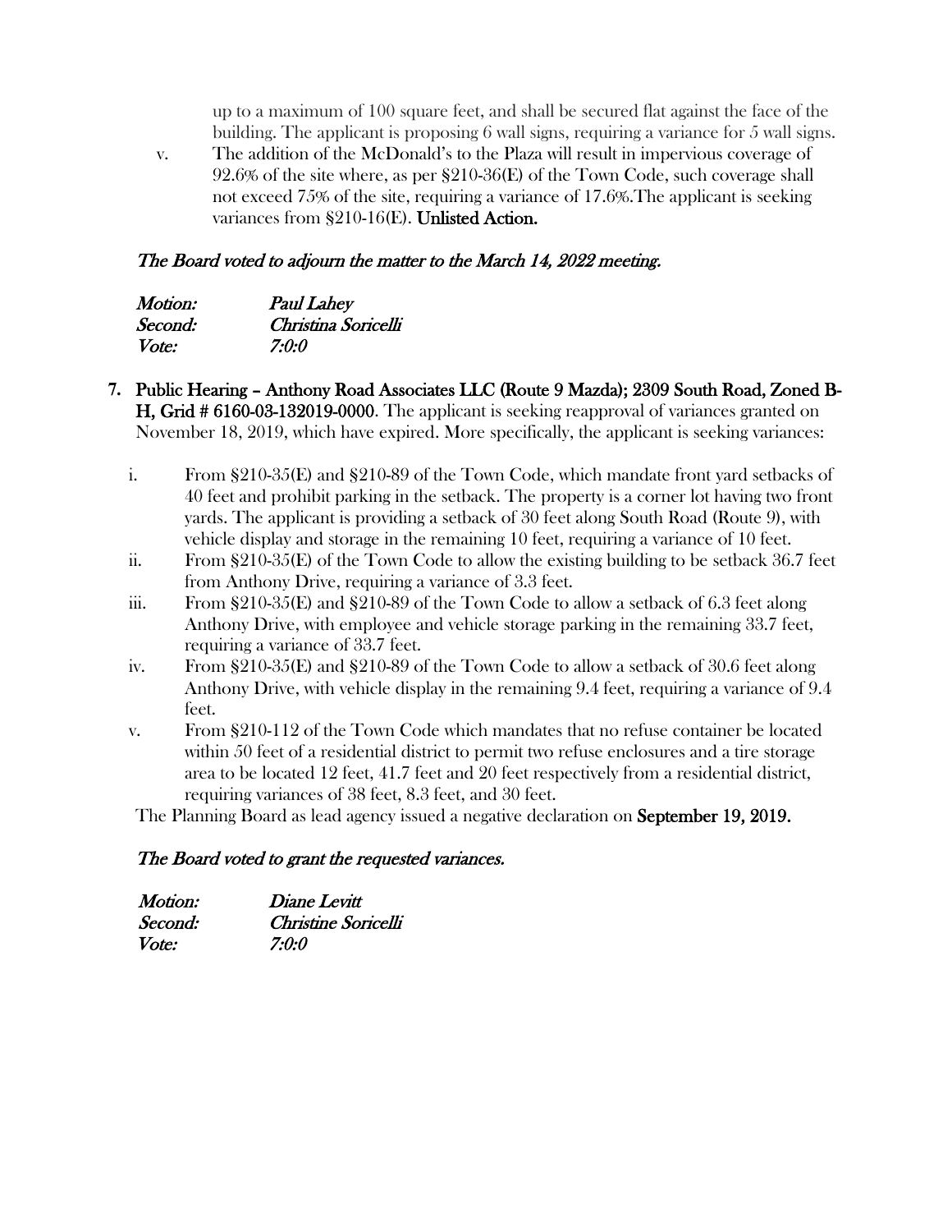up to a maximum of 100 square feet, and shall be secured flat against the face of the building. The applicant is proposing 6 wall signs, requiring a variance for 5 wall signs.

v. The addition of the McDonald's to the Plaza will result in impervious coverage of 92.6% of the site where, as per §210-36(E) of the Town Code, such coverage shall not exceed 75% of the site, requiring a variance of 17.6%.The applicant is seeking variances from §210-16(E). **Unlisted Action.**

***The Board voted to adjourn the matter to the March 14, 2022 meeting.***

| *Motion:* | *Paul Lahey* |
|---|---|
| *Second:* | *Christina Soricelli* |
| *Vote:* | *7:0:0* |

7. **Public Hearing – Anthony Road Associates LLC (Route 9 Mazda); 2309 South Road, Zoned B-H, Grid # 6160-03-132019-0000**. The applicant is seeking reapproval of variances granted on November 18, 2019, which have expired. More specifically, the applicant is seeking variances:

   i. From §210-35(E) and §210-89 of the Town Code, which mandate front yard setbacks of 40 feet and prohibit parking in the setback. The property is a corner lot having two front yards. The applicant is providing a setback of 30 feet along South Road (Route 9), with vehicle display and storage in the remaining 10 feet, requiring a variance of 10 feet.

   ii. From §210-35(E) of the Town Code to allow the existing building to be setback 36.7 feet from Anthony Drive, requiring a variance of 3.3 feet.

   iii. From §210-35(E) and §210-89 of the Town Code to allow a setback of 6.3 feet along Anthony Drive, with employee and vehicle storage parking in the remaining 33.7 feet, requiring a variance of 33.7 feet.

   iv. From §210-35(E) and §210-89 of the Town Code to allow a setback of 30.6 feet along Anthony Drive, with vehicle display in the remaining 9.4 feet, requiring a variance of 9.4 feet.

   v. From §210-112 of the Town Code which mandates that no refuse container be located within 50 feet of a residential district to permit two refuse enclosures and a tire storage area to be located 12 feet, 41.7 feet and 20 feet respectively from a residential district, requiring variances of 38 feet, 8.3 feet, and 30 feet.

   The Planning Board as lead agency issued a negative declaration on **September 19, 2019.**

***The Board voted to grant the requested variances.***

| *Motion:* | *Diane Levitt* |
|---|---|
| *Second:* | *Christine Soricelli* |
| *Vote:* | *7:0:0* |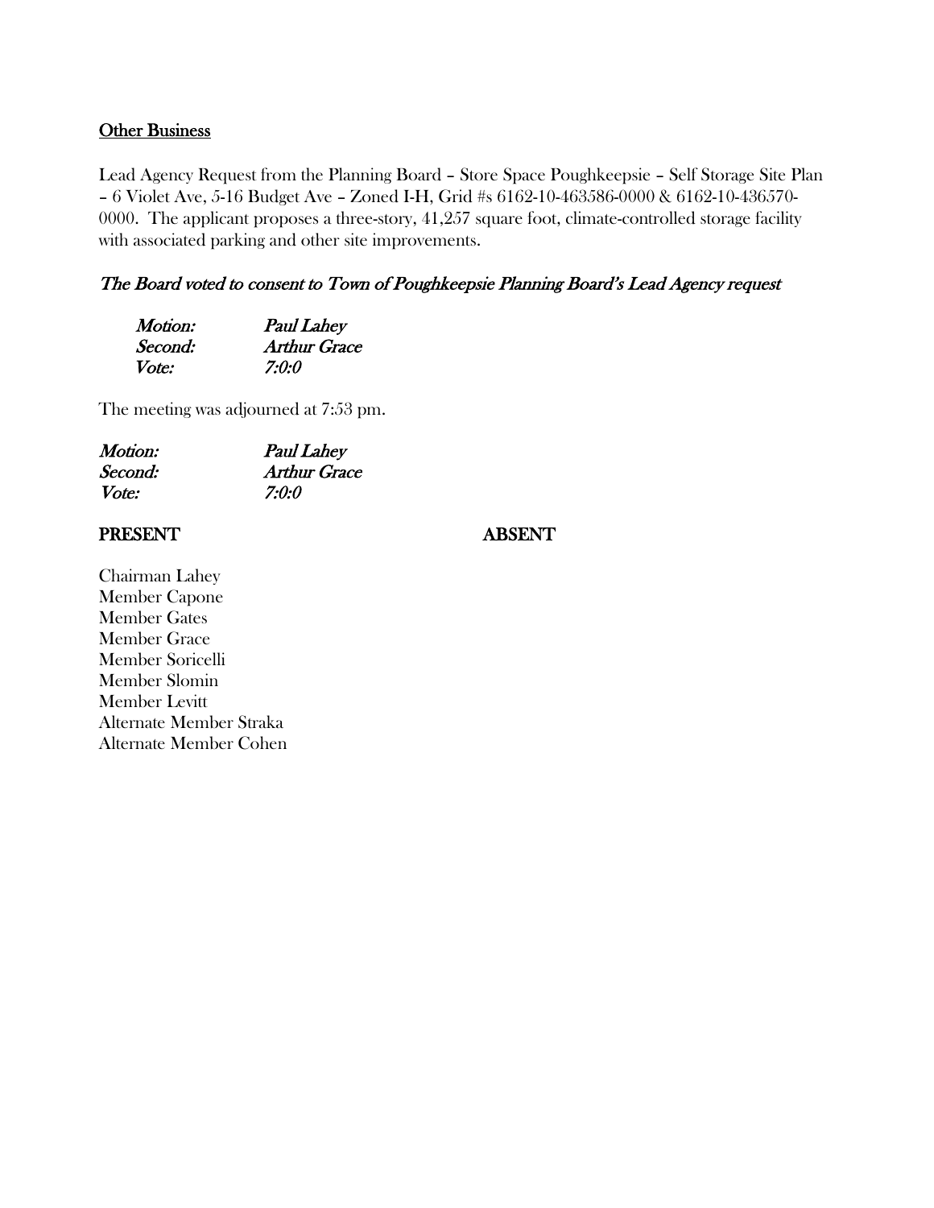<u>Other Business</u>

Lead Agency Request from the Planning Board – Store Space Poughkeepsie – Self Storage Site Plan – 6 Violet Ave, 5-16 Budget Ave – Zoned I-H, Grid #s 6162-10-463586-0000 & 6162-10-436570-0000. The applicant proposes a three-story, 41,257 square foot, climate-controlled storage facility with associated parking and other site improvements.

*The Board voted to consent to Town of Poughkeepsie Planning Board's Lead Agency request*

| | |
|---|---|
| *Motion:* | *Paul Lahey* |
| *Second:* | *Arthur Grace* |
| *Vote:* | *7:0:0* |

The meeting was adjourned at 7:53 pm.

| | |
|---|---|
| *Motion:* | *Paul Lahey* |
| *Second:* | *Arthur Grace* |
| *Vote:* | *7:0:0* |

| PRESENT | ABSENT |
|---|---|
| Chairman Lahey | |
| Member Capone | |
| Member Gates | |
| Member Grace | |
| Member Soricelli | |
| Member Slomin | |
| Member Levitt | |
| Alternate Member Straka | |
| Alternate Member Cohen | |